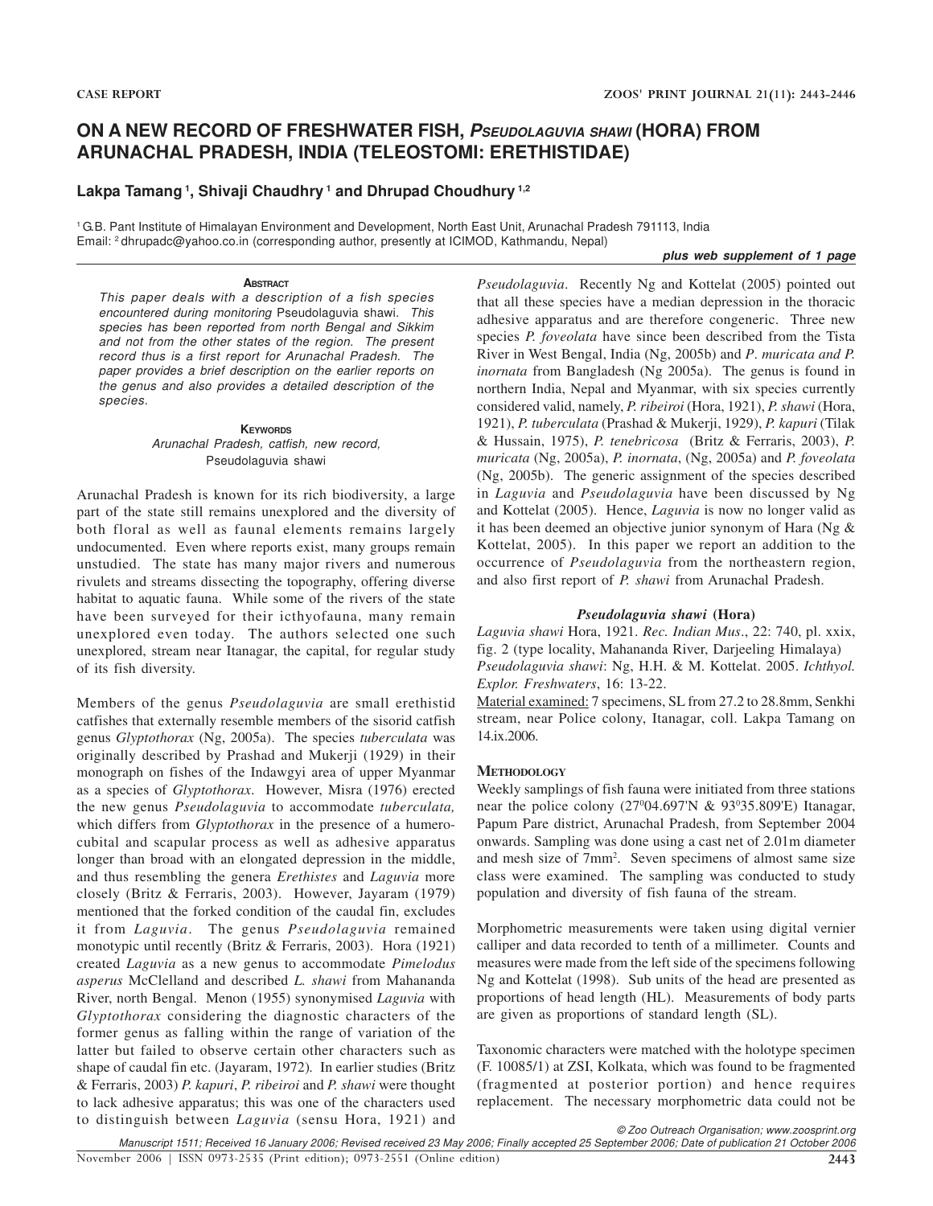CASE REPORT

# ON A NEW RECORD OF FRESHWATER FISH, *PSEUDOLAGUVIA SHAWI* (HORA) FROM ARUNACHAL PRADESH, INDIA (TELEOSTOMI: ERETHISTIDAE)

**Lakpa Tamang [1], Shivaji Chaudhry [1] and Dhrupad Choudhury [1,2]**

[1] G.B. Pant Institute of Himalayan Environment and Development, North East Unit, Arunachal Pradesh 791113, India
Email: [2] dhrupadc@yahoo.co.in (corresponding author, presently at ICIMOD, Kathmandu, Nepal)

***plus web supplement of 1 page***

### ABSTRACT

*This paper deals with a description of a fish species encountered during monitoring* Pseudolaguvia shawi. *This species has been reported from north Bengal and Sikkim and not from the other states of the region. The present record thus is a first report for Arunachal Pradesh. The paper provides a brief description on the earlier reports on the genus and also provides a detailed description of the species.*

### KEYWORDS

*Arunachal Pradesh, catfish, new record,* Pseudolaguvia shawi

Arunachal Pradesh is known for its rich biodiversity, a large part of the state still remains unexplored and the diversity of both floral as well as faunal elements remains largely undocumented. Even where reports exist, many groups remain unstudied. The state has many major rivers and numerous rivulets and streams dissecting the topography, offering diverse habitat to aquatic fauna. While some of the rivers of the state have been surveyed for their icthyofauna, many remain unexplored even today. The authors selected one such unexplored, stream near Itanagar, the capital, for regular study of its fish diversity.

Members of the genus *Pseudolaguvia* are small erethistid catfishes that externally resemble members of the sisorid catfish genus *Glyptothorax* (Ng, 2005a). The species *tuberculata* was originally described by Prashad and Mukerji (1929) in their monograph on fishes of the Indawgyi area of upper Myanmar as a species of *Glyptothorax*. However, Misra (1976) erected the new genus *Pseudolaguvia* to accommodate *tuberculata,* which differs from *Glyptothorax* in the presence of a humero-cubital and scapular process as well as adhesive apparatus longer than broad with an elongated depression in the middle, and thus resembling the genera *Erethistes* and *Laguvia* more closely (Britz & Ferraris, 2003). However, Jayaram (1979) mentioned that the forked condition of the caudal fin, excludes it from *Laguvia*. The genus *Pseudolaguvia* remained monotypic until recently (Britz & Ferraris, 2003). Hora (1921) created *Laguvia* as a new genus to accommodate *Pimelodus asperus* McClelland and described *L. shawi* from Mahananda River, north Bengal. Menon (1955) synonymised *Laguvia* with *Glyptothorax* considering the diagnostic characters of the former genus as falling within the range of variation of the latter but failed to observe certain other characters such as shape of caudal fin etc. (Jayaram, 1972). In earlier studies (Britz & Ferraris, 2003) *P. kapuri*, *P. ribeiroi* and *P. shawi* were thought to lack adhesive apparatus; this was one of the characters used to distinguish between *Laguvia* (sensu Hora, 1921) and *Pseudolaguvia*. Recently Ng and Kottelat (2005) pointed out that all these species have a median depression in the thoracic adhesive apparatus and are therefore congeneric. Three new species *P. foveolata* have since been described from the Tista River in West Bengal, India (Ng, 2005b) and *P. muricata and P. inornata* from Bangladesh (Ng 2005a). The genus is found in northern India, Nepal and Myanmar, with six species currently considered valid, namely, *P. ribeiroi* (Hora, 1921), *P. shawi* (Hora, 1921), *P. tuberculata* (Prashad & Mukerji, 1929), *P. kapuri* (Tilak & Hussain, 1975), *P. tenebricosa* (Britz & Ferraris, 2003), *P. muricata* (Ng, 2005a), *P. inornata*, (Ng, 2005a) and *P. foveolata* (Ng, 2005b). The generic assignment of the species described in *Laguvia* and *Pseudolaguvia* have been discussed by Ng and Kottelat (2005). Hence, *Laguvia* is now no longer valid as it has been deemed an objective junior synonym of Hara (Ng & Kottelat, 2005). In this paper we report an addition to the occurrence of *Pseudolaguvia* from the northeastern region, and also first report of *P. shawi* from Arunachal Pradesh.

### *Pseudolaguvia shawi* (Hora)

*Laguvia shawi* Hora, 1921. *Rec. Indian Mus*., 22: 740, pl. xxix, fig. 2 (type locality, Mahananda River, Darjeeling Himalaya)
*Pseudolaguvia shawi*: Ng, H.H. & M. Kottelat. 2005. *Ichthyol. Explor. Freshwaters*, 16: 13-22.

Material examined: 7 specimens, SL from 27.2 to 28.8mm, Senkhi stream, near Police colony, Itanagar, coll. Lakpa Tamang on 14.ix.2006.

### METHODOLOGY

Weekly samplings of fish fauna were initiated from three stations near the police colony (27$^0$04.697'N & 93$^0$35.809'E) Itanagar, Papum Pare district, Arunachal Pradesh, from September 2004 onwards. Sampling was done using a cast net of 2.01m diameter and mesh size of 7mm$^2$. Seven specimens of almost same size class were examined. The sampling was conducted to study population and diversity of fish fauna of the stream.

Morphometric measurements were taken using digital vernier calliper and data recorded to tenth of a millimeter. Counts and measures were made from the left side of the specimens following Ng and Kottelat (1998). Sub units of the head are presented as proportions of head length (HL). Measurements of body parts are given as proportions of standard length (SL).

Taxonomic characters were matched with the holotype specimen (F. 10085/1) at ZSI, Kolkata, which was found to be fragmented (fragmented at posterior portion) and hence requires replacement. The necessary morphometric data could not be

© Zoo Outreach Organisation; www.zoosprint.org
Manuscript 1511; Received 16 January 2006; Revised received 23 May 2006; Finally accepted 25 September 2006; Date of publication 21 October 2006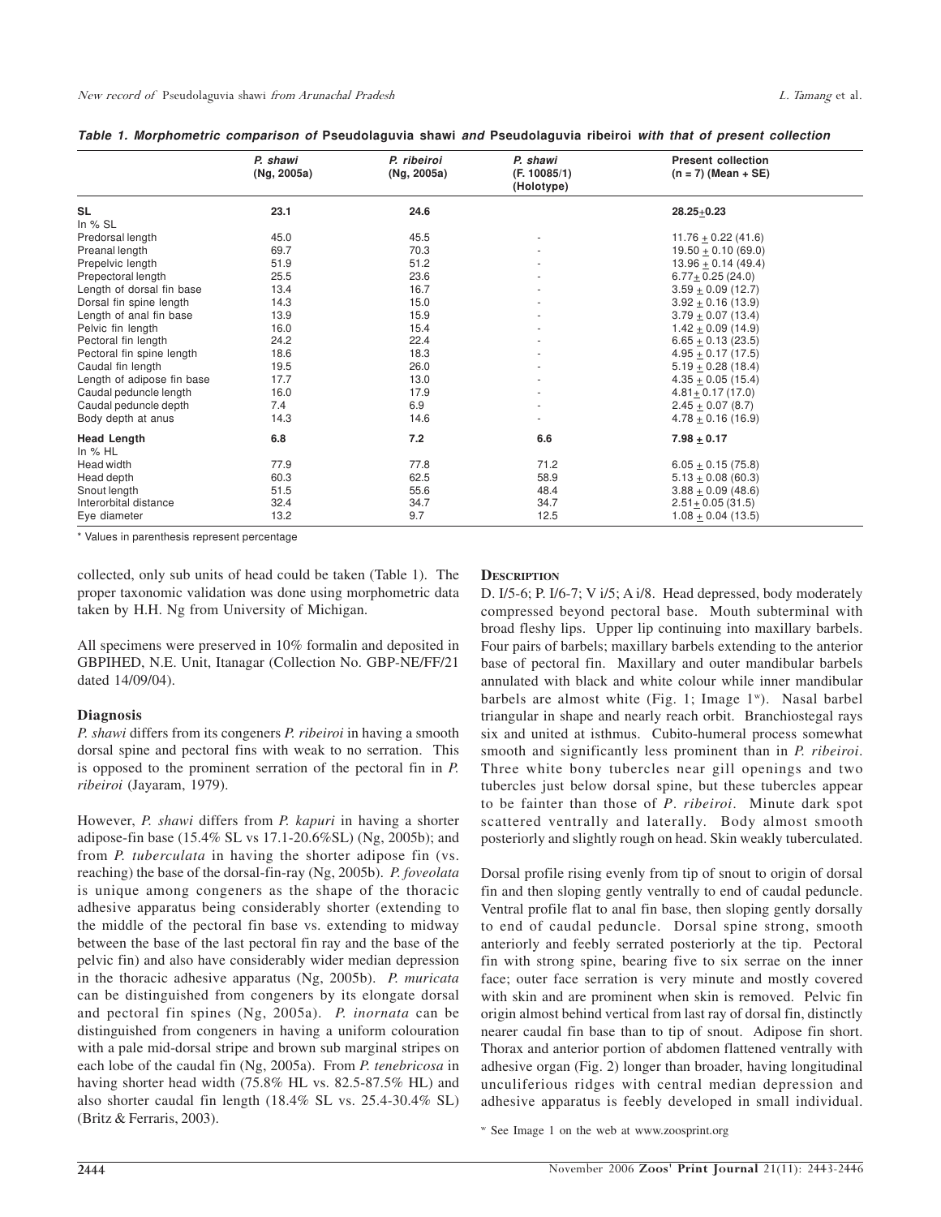*Table 1. Morphometric comparison of* **Pseudolaguvia shawi** *and* **Pseudolaguvia ribeiroi** *with that of present collection*

| | *P. shawi* (Ng, 2005a) | *P. ribeiroi* (Ng, 2005a) | *P. shawi* (F. 10085/1) (Holotype) | Present collection (n = 7) (Mean + SE) |
|---|---|---|---|---|
| **SL** | **23.1** | **24.6** | | **28.25+0.23** |
| In % SL | | | | |
| Predorsal length | 45.0 | 45.5 | - | 11.76 + 0.22 (41.6) |
| Preanal length | 69.7 | 70.3 | - | 19.50 + 0.10 (69.0) |
| Prepelvic length | 51.9 | 51.2 | - | 13.96 + 0.14 (49.4) |
| Prepectoral length | 25.5 | 23.6 | - | 6.77+ 0.25 (24.0) |
| Length of dorsal fin base | 13.4 | 16.7 | - | 3.59 + 0.09 (12.7) |
| Dorsal fin spine length | 14.3 | 15.0 | - | 3.92 + 0.16 (13.9) |
| Length of anal fin base | 13.9 | 15.9 | - | 3.79 + 0.07 (13.4) |
| Pelvic fin length | 16.0 | 15.4 | - | 1.42 + 0.09 (14.9) |
| Pectoral fin length | 24.2 | 22.4 | - | 6.65 + 0.13 (23.5) |
| Pectoral fin spine length | 18.6 | 18.3 | - | 4.95 + 0.17 (17.5) |
| Caudal fin length | 19.5 | 26.0 | - | 5.19 + 0.28 (18.4) |
| Length of adipose fin base | 17.7 | 13.0 | - | 4.35 + 0.05 (15.4) |
| Caudal peduncle length | 16.0 | 17.9 | - | 4.81+ 0.17 (17.0) |
| Caudal peduncle depth | 7.4 | 6.9 | - | 2.45 + 0.07 (8.7) |
| Body depth at anus | 14.3 | 14.6 | - | 4.78 + 0.16 (16.9) |
| **Head Length** | **6.8** | **7.2** | **6.6** | **7.98 + 0.17** |
| In % HL | | | | |
| Head width | 77.9 | 77.8 | 71.2 | 6.05 + 0.15 (75.8) |
| Head depth | 60.3 | 62.5 | 58.9 | 5.13 + 0.08 (60.3) |
| Snout length | 51.5 | 55.6 | 48.4 | 3.88 + 0.09 (48.6) |
| Interorbital distance | 32.4 | 34.7 | 34.7 | 2.51+ 0.05 (31.5) |
| Eye diameter | 13.2 | 9.7 | 12.5 | 1.08 + 0.04 (13.5) |

* Values in parenthesis represent percentage

collected, only sub units of head could be taken (Table 1). The proper taxonomic validation was done using morphometric data taken by H.H. Ng from University of Michigan.

All specimens were preserved in 10% formalin and deposited in GBPIHED, N.E. Unit, Itanagar (Collection No. GBP-NE/FF/21 dated 14/09/04).

### Diagnosis

*P. shawi* differs from its congeners *P. ribeiroi* in having a smooth dorsal spine and pectoral fins with weak to no serration. This is opposed to the prominent serration of the pectoral fin in *P. ribeiroi* (Jayaram, 1979).

However, *P. shawi* differs from *P. kapuri* in having a shorter adipose-fin base (15.4% SL vs 17.1-20.6%SL) (Ng, 2005b); and from *P. tuberculata* in having the shorter adipose fin (vs. reaching) the base of the dorsal-fin-ray (Ng, 2005b). *P. foveolata* is unique among congeners as the shape of the thoracic adhesive apparatus being considerably shorter (extending to the middle of the pectoral fin base vs. extending to midway between the base of the last pectoral fin ray and the base of the pelvic fin) and also have considerably wider median depression in the thoracic adhesive apparatus (Ng, 2005b). *P. muricata* can be distinguished from congeners by its elongate dorsal and pectoral fin spines (Ng, 2005a). *P. inornata* can be distinguished from congeners in having a uniform colouration with a pale mid-dorsal stripe and brown sub marginal stripes on each lobe of the caudal fin (Ng, 2005a). From *P. tenebricosa* in having shorter head width (75.8% HL vs. 82.5-87.5% HL) and also shorter caudal fin length (18.4% SL vs. 25.4-30.4% SL) (Britz & Ferraris, 2003).

### Description

D. I/5-6; P. I/6-7; V i/5; A i/8. Head depressed, body moderately compressed beyond pectoral base. Mouth subterminal with broad fleshy lips. Upper lip continuing into maxillary barbels. Four pairs of barbels; maxillary barbels extending to the anterior base of pectoral fin. Maxillary and outer mandibular barbels annulated with black and white colour while inner mandibular barbels are almost white (Fig. 1; Image 1[w]). Nasal barbel triangular in shape and nearly reach orbit. Branchiostegal rays six and united at isthmus. Cubito-humeral process somewhat smooth and significantly less prominent than in *P. ribeiroi*. Three white bony tubercles near gill openings and two tubercles just below dorsal spine, but these tubercles appear to be fainter than those of *P. ribeiroi*. Minute dark spot scattered ventrally and laterally. Body almost smooth posteriorly and slightly rough on head. Skin weakly tuberculated.

Dorsal profile rising evenly from tip of snout to origin of dorsal fin and then sloping gently ventrally to end of caudal peduncle. Ventral profile flat to anal fin base, then sloping gently dorsally to end of caudal peduncle. Dorsal spine strong, smooth anteriorly and feebly serrated posteriorly at the tip. Pectoral fin with strong spine, bearing five to six serrae on the inner face; outer face serration is very minute and mostly covered with skin and are prominent when skin is removed. Pelvic fin origin almost behind vertical from last ray of dorsal fin, distinctly nearer caudal fin base than to tip of snout. Adipose fin short. Thorax and anterior portion of abdomen flattened ventrally with adhesive organ (Fig. 2) longer than broader, having longitudinal unculiferious ridges with central median depression and adhesive apparatus is feebly developed in small individual.

[w] See Image 1 on the web at www.zoosprint.org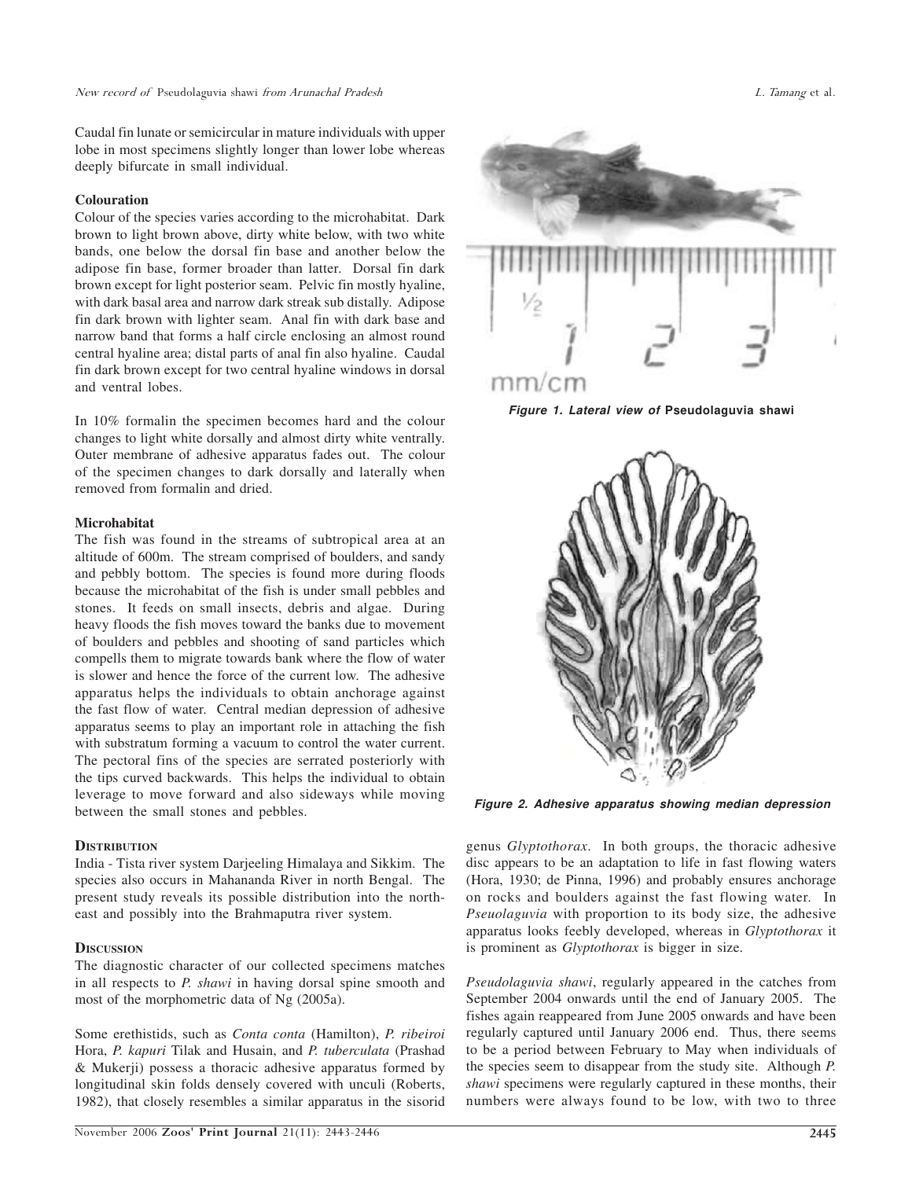Caudal fin lunate or semicircular in mature individuals with upper lobe in most specimens slightly longer than lower lobe whereas deeply bifurcate in small individual.

**Colouration**

Colour of the species varies according to the microhabitat. Dark brown to light brown above, dirty white below, with two white bands, one below the dorsal fin base and another below the adipose fin base, former broader than latter. Dorsal fin dark brown except for light posterior seam. Pelvic fin mostly hyaline, with dark basal area and narrow dark streak sub distally. Adipose fin dark brown with lighter seam. Anal fin with dark base and narrow band that forms a half circle enclosing an almost round central hyaline area; distal parts of anal fin also hyaline. Caudal fin dark brown except for two central hyaline windows in dorsal and ventral lobes.

In 10% formalin the specimen becomes hard and the colour changes to light white dorsally and almost dirty white ventrally. Outer membrane of adhesive apparatus fades out. The colour of the specimen changes to dark dorsally and laterally when removed from formalin and dried.

**Microhabitat**

The fish was found in the streams of subtropical area at an altitude of 600m. The stream comprised of boulders, and sandy and pebbly bottom. The species is found more during floods because the microhabitat of the fish is under small pebbles and stones. It feeds on small insects, debris and algae. During heavy floods the fish moves toward the banks due to movement of boulders and pebbles and shooting of sand particles which compells them to migrate towards bank where the flow of water is slower and hence the force of the current low. The adhesive apparatus helps the individuals to obtain anchorage against the fast flow of water. Central median depression of adhesive apparatus seems to play an important role in attaching the fish with substratum forming a vacuum to control the water current. The pectoral fins of the species are serrated posteriorly with the tips curved backwards. This helps the individual to obtain leverage to move forward and also sideways while moving between the small stones and pebbles.

## Distribution

India - Tista river system Darjeeling Himalaya and Sikkim. The species also occurs in Mahananda River in north Bengal. The present study reveals its possible distribution into the north-east and possibly into the Brahmaputra river system.

## Discussion

The diagnostic character of our collected specimens matches in all respects to *P. shawi* in having dorsal spine smooth and most of the morphometric data of Ng (2005a).

Some erethistids, such as *Conta conta* (Hamilton), *P. ribeiroi* Hora, *P. kapuri* Tilak and Husain, and *P. tuberculata* (Prashad & Mukerji) possess a thoracic adhesive apparatus formed by longitudinal skin folds densely covered with unculi (Roberts, 1982), that closely resembles a similar apparatus in the sisorid genus *Glyptothorax*. In both groups, the thoracic adhesive disc appears to be an adaptation to life in fast flowing waters (Hora, 1930; de Pinna, 1996) and probably ensures anchorage on rocks and boulders against the fast flowing water. In *Pseuolaguvia* with proportion to its body size, the adhesive apparatus looks feebly developed, whereas in *Glyptothorax* it is prominent as *Glyptothorax* is bigger in size.

*Pseudolaguvia shawi*, regularly appeared in the catches from September 2004 onwards until the end of January 2005. The fishes again reappeared from June 2005 onwards and have been regularly captured until January 2006 end. Thus, there seems to be a period between February to May when individuals of the species seem to disappear from the study site. Although *P. shawi* specimens were regularly captured in these months, their numbers were always found to be low, with two to three

*Figure 1. Lateral view of* **Pseudolaguvia shawi**

*Figure 2. Adhesive apparatus showing median depression*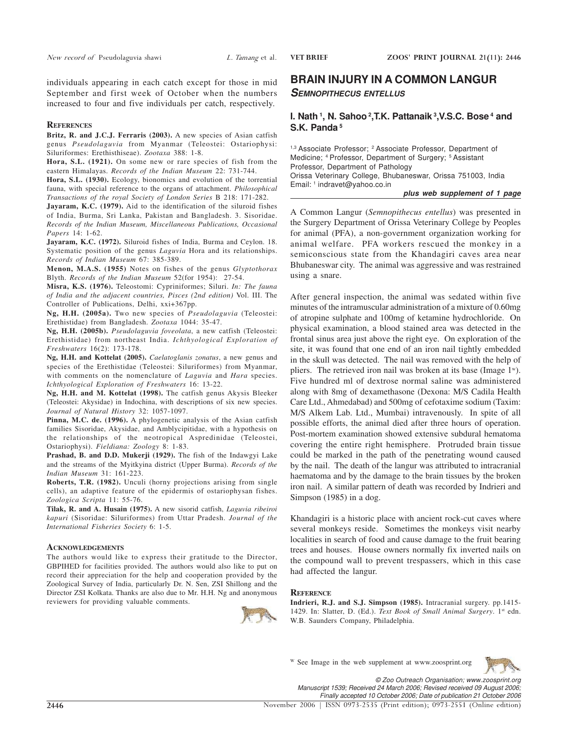individuals appearing in each catch except for those in mid September and first week of October when the numbers increased to four and five individuals per catch, respectively.

### References

**Britz, R. and J.C.J. Ferraris (2003).** A new species of Asian catfish genus *Pseudolaguvia* from Myanmar (Teleostei: Ostariophysi: Siluriformes: Erethisthiseae). *Zootaxa* 388: 1-8.

**Hora, S.L. (1921).** On some new or rare species of fish from the eastern Himalayas. *Records of the Indian Museum* 22: 731-744.

**Hora, S.L. (1930).** Ecology, bionomics and evolution of the torrential fauna, with special reference to the organs of attachment. *Philosophical Transactions of the royal Society of London Series* B 218: 171-282.

**Jayaram, K.C. (1979).** Aid to the identification of the siluroid fishes of India, Burma, Sri Lanka, Pakistan and Bangladesh. 3. Sisoridae. *Records of the Indian Museum, Miscellaneous Publications, Occasional Papers* 14: 1-62.

**Jayaram, K.C. (1972).** Siluroid fishes of India, Burma and Ceylon. 18. Systematic position of the genus *Laguvia* Hora and its relationships. *Records of Indian Museum* 67: 385-389.

**Menon, M.A.S. (1955)** Notes on fishes of the genus *Glyptothorax* Blyth. *Records of the Indian Museum* 52(for 1954): 27-54.

**Misra, K.S. (1976).** Teleostomi: Cypriniformes; Siluri. *In: The fauna of India and the adjacent countries, Pisces (2nd edition)* Vol. III. The Controller of Publications, Delhi, xxi+367pp.

**Ng, H.H. (2005a).** Two new species of *Pseudolaguvia* (Teleostei: Erethistidae) from Bangladesh. *Zootaxa* 1044: 35-47.

**Ng, H.H. (2005b).** *Pseudolaguvia foveolata*, a new catfish (Teleostei: Erethistidae) from northeast India. *Ichthyological Exploration of Freshwaters* 16(2): 173-178.

**Ng, H.H. and Kottelat (2005).** *Caelatoglanis zonatus*, a new genus and species of the Erethistidae (Teleostei: Siluriformes) from Myanmar, with comments on the nomenclature of *Laguvia* and *Hara* species. *Ichthyological Exploration of Freshwaters* 16: 13-22.

**Ng, H.H. and M. Kottelat (1998).** The catfish genus Akysis Bleeker (Teleostei: Akysidae) in Indochina, with descriptions of six new species. *Journal of Natural History* 32: 1057-1097.

**Pinna, M.C. de. (1996).** A phylogenetic analysis of the Asian catfish families Sisoridae, Akysidae, and Amblycipitidae, with a hypothesis on the relationships of the neotropical Aspredinidae (Teleostei, Ostariophysi). *Fieldiana: Zoology* 8: 1-83.

**Prashad, B. and D.D. Mukerji (1929).** The fish of the Indawgyi Lake and the streams of the Myitkyina district (Upper Burma). *Records of the Indian Museum* 31: 161-223.

**Roberts, T.R. (1982).** Unculi (horny projections arising from single cells), an adaptive feature of the epidermis of ostariophysan fishes. *Zoologica Scripta* 11: 55-76.

**Tilak, R. and A. Husain (1975).** A new sisorid catfish, *Laguvia ribeiroi kapuri* (Sisoridae: Siluriformes) from Uttar Pradesh. *Journal of the International Fisheries Society* 6: 1-5.

### Acknowledgements

The authors would like to express their gratitude to the Director, GBPIHED for facilities provided. The authors would also like to put on record their appreciation for the help and cooperation provided by the Zoological Survey of India, particularly Dr. N. Sen, ZSI Shillong and the Director ZSI Kolkata. Thanks are also due to Mr. H.H. Ng and anonymous reviewers for providing valuable comments.

VET BRIEF

# BRAIN INJURY IN A COMMON LANGUR *SEMNOPITHECUS ENTELLUS*

**I. Nath [1], N. Sahoo [2], T.K. Pattanaik [3], V.S.C. Bose [4] and S.K. Panda [5]**

[1,3] Associate Professor; [2] Associate Professor, Department of Medicine; [4] Professor, Department of Surgery; [5] Assistant Professor, Department of Pathology
Orissa Veterinary College, Bhubaneswar, Orissa 751003, India
Email: [1] indravet@yahoo.co.in

***plus web supplement of 1 page***

A Common Langur (*Semnopithecus entellus*) was presented in the Surgery Department of Orissa Veterinary College by Peoples for animal (PFA), a non-government organization working for animal welfare. PFA workers rescued the monkey in a semiconscious state from the Khandagiri caves area near Bhubaneswar city. The animal was aggressive and was restrained using a snare.

After general inspection, the animal was sedated within five minutes of the intramuscular administration of a mixture of 0.60mg of atropine sulphate and 100mg of ketamine hydrochloride. On physical examination, a blood stained area was detected in the frontal sinus area just above the right eye. On exploration of the site, it was found that one end of an iron nail tightly embedded in the skull was detected. The nail was removed with the help of pliers. The retrieved iron nail was broken at its base (Image 1[w]). Five hundred ml of dextrose normal saline was administered along with 8mg of dexamethasone (Dexona: M/S Cadila Health Care Ltd., Ahmedabad) and 500mg of cefotaxime sodium (Taxim: M/S Alkem Lab. Ltd., Mumbai) intravenously. In spite of all possible efforts, the animal died after three hours of operation. Post-mortem examination showed extensive subdural hematoma covering the entire right hemisphere. Protruded brain tissue could be marked in the path of the penetrating wound caused by the nail. The death of the langur was attributed to intracranial haematoma and by the damage to the brain tissues by the broken iron nail. A similar pattern of death was recorded by Indrieri and Simpson (1985) in a dog.

Khandagiri is a historic place with ancient rock-cut caves where several monkeys reside. Sometimes the monkeys visit nearby localities in search of food and cause damage to the fruit bearing trees and houses. House owners normally fix inverted nails on the compound wall to prevent trespassers, which in this case had affected the langur.

### Reference

**Indrieri, R.J. and S.J. Simpson (1985).** Intracranial surgery. pp.1415-1429. In: Slatter, D. (Ed.). *Text Book of Small Animal Surgery*. 1[st] edn. W.B. Saunders Company, Philadelphia.

[w] See Image in the web supplement at www.zoosprint.org

*© Zoo Outreach Organisation; www.zoosprint.org*
*Manuscript 1539; Received 24 March 2006; Revised received 09 August 2006; Finally accepted 10 October 2006; Date of publication 21 October 2006*